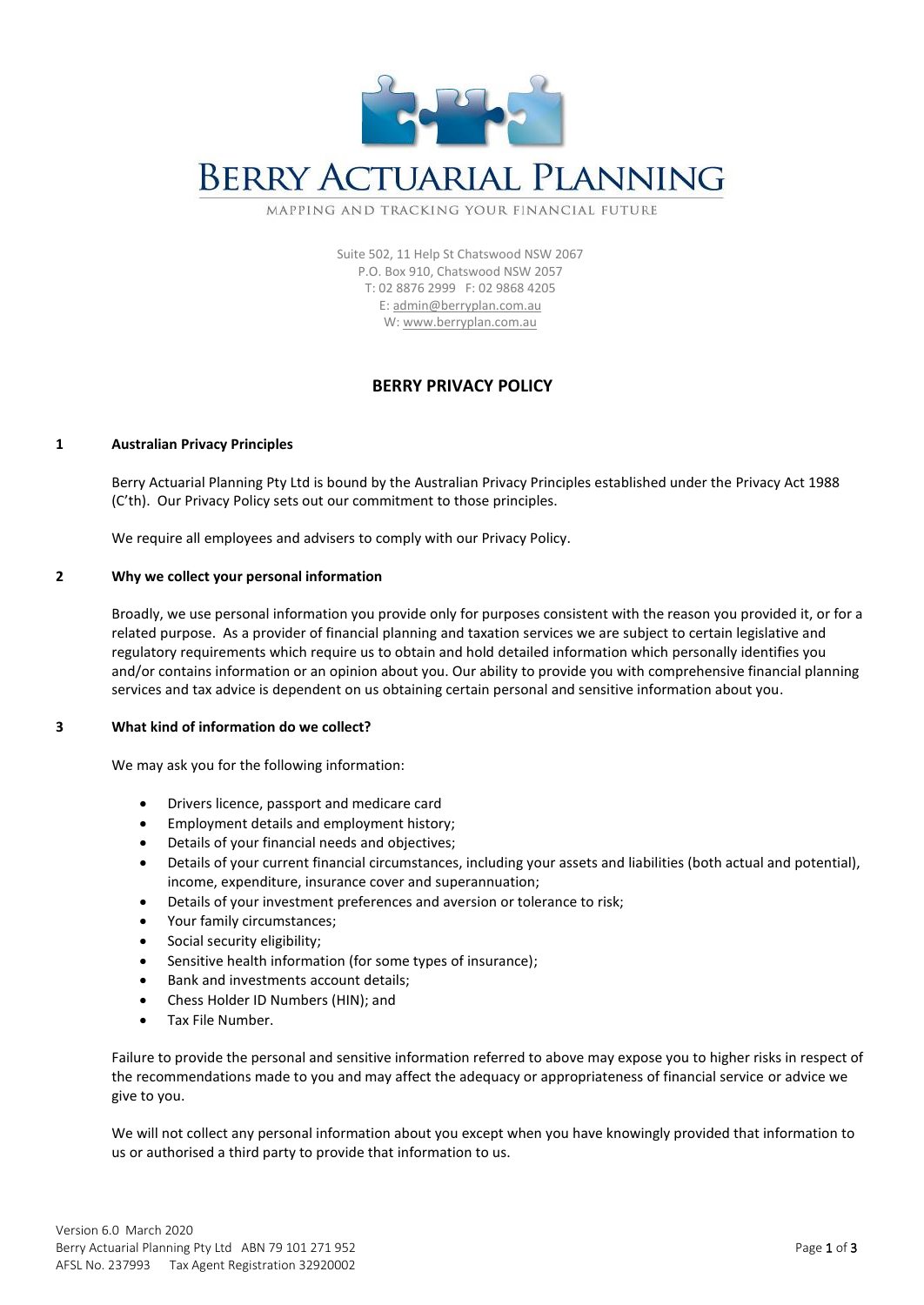# BERRY ACTUARIAL PLANNING

MAPPING AND TRACKING YOUR FINANCIAL FUTURE

Suite 502, 11 Help St Chatswood NSW 2067
P.O. Box 910, Chatswood NSW 2057
T: 02 8876 2999 F: 02 9868 4205
E: admin@berryplan.com.au
W: www.berryplan.com.au

## BERRY PRIVACY POLICY

### 1 Australian Privacy Principles

Berry Actuarial Planning Pty Ltd is bound by the Australian Privacy Principles established under the Privacy Act 1988 (C'th). Our Privacy Policy sets out our commitment to those principles.

We require all employees and advisers to comply with our Privacy Policy.

### 2 Why we collect your personal information

Broadly, we use personal information you provide only for purposes consistent with the reason you provided it, or for a related purpose. As a provider of financial planning and taxation services we are subject to certain legislative and regulatory requirements which require us to obtain and hold detailed information which personally identifies you and/or contains information or an opinion about you. Our ability to provide you with comprehensive financial planning services and tax advice is dependent on us obtaining certain personal and sensitive information about you.

### 3 What kind of information do we collect?

We may ask you for the following information:

- Drivers licence, passport and medicare card
- Employment details and employment history;
- Details of your financial needs and objectives;
- Details of your current financial circumstances, including your assets and liabilities (both actual and potential), income, expenditure, insurance cover and superannuation;
- Details of your investment preferences and aversion or tolerance to risk;
- Your family circumstances;
- Social security eligibility;
- Sensitive health information (for some types of insurance);
- Bank and investments account details;
- Chess Holder ID Numbers (HIN); and
- Tax File Number.

Failure to provide the personal and sensitive information referred to above may expose you to higher risks in respect of the recommendations made to you and may affect the adequacy or appropriateness of financial service or advice we give to you.

We will not collect any personal information about you except when you have knowingly provided that information to us or authorised a third party to provide that information to us.

Version 6.0 March 2020
Berry Actuarial Planning Pty Ltd ABN 79 101 271 952
AFSL No. 237993 Tax Agent Registration 32920002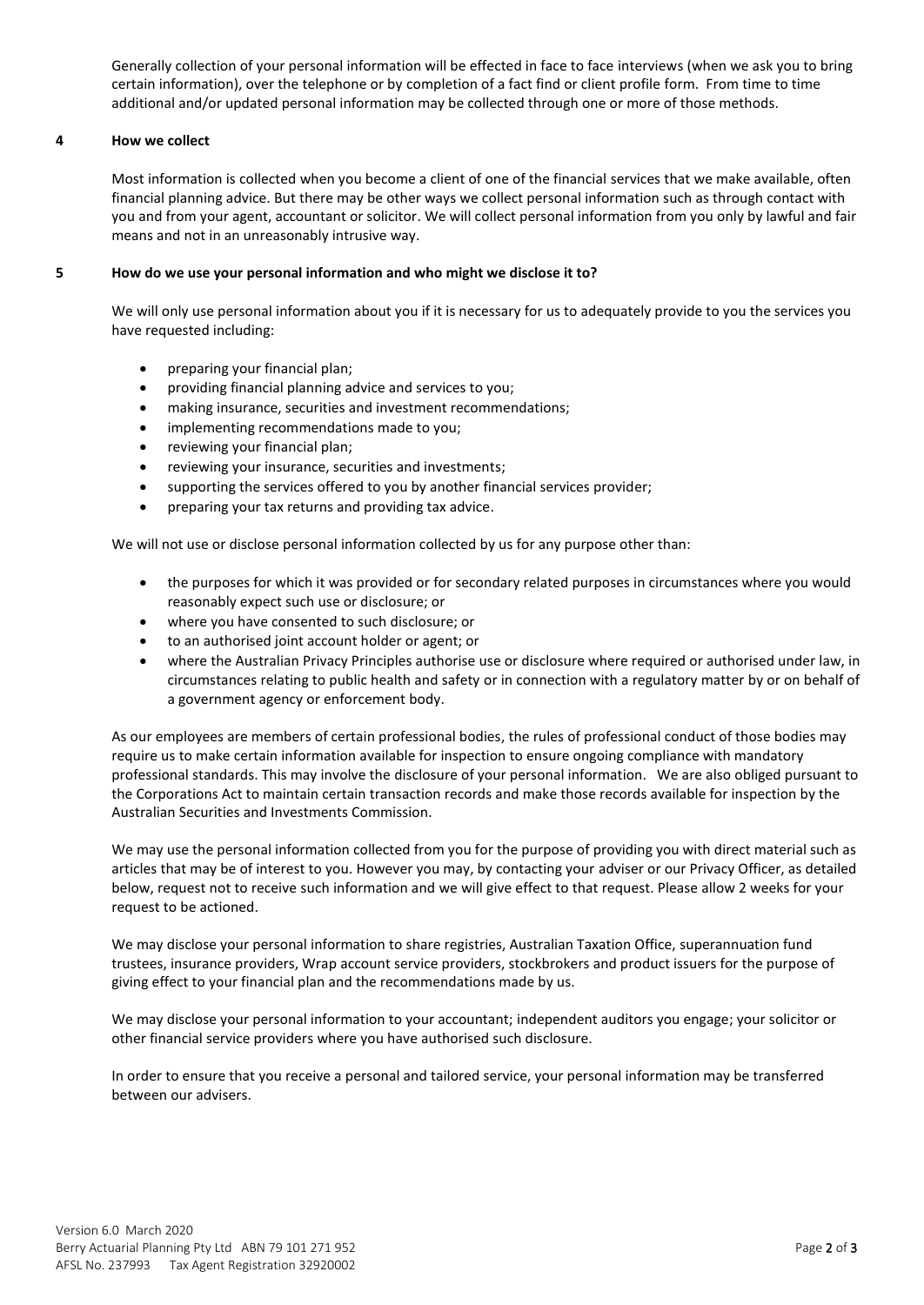Generally collection of your personal information will be effected in face to face interviews (when we ask you to bring certain information), over the telephone or by completion of a fact find or client profile form. From time to time additional and/or updated personal information may be collected through one or more of those methods.

## 4 How we collect

Most information is collected when you become a client of one of the financial services that we make available, often financial planning advice. But there may be other ways we collect personal information such as through contact with you and from your agent, accountant or solicitor. We will collect personal information from you only by lawful and fair means and not in an unreasonably intrusive way.

## 5 How do we use your personal information and who might we disclose it to?

We will only use personal information about you if it is necessary for us to adequately provide to you the services you have requested including:

- preparing your financial plan;
- providing financial planning advice and services to you;
- making insurance, securities and investment recommendations;
- implementing recommendations made to you;
- reviewing your financial plan;
- reviewing your insurance, securities and investments;
- supporting the services offered to you by another financial services provider;
- preparing your tax returns and providing tax advice.

We will not use or disclose personal information collected by us for any purpose other than:

- the purposes for which it was provided or for secondary related purposes in circumstances where you would reasonably expect such use or disclosure; or
- where you have consented to such disclosure; or
- to an authorised joint account holder or agent; or
- where the Australian Privacy Principles authorise use or disclosure where required or authorised under law, in circumstances relating to public health and safety or in connection with a regulatory matter by or on behalf of a government agency or enforcement body.

As our employees are members of certain professional bodies, the rules of professional conduct of those bodies may require us to make certain information available for inspection to ensure ongoing compliance with mandatory professional standards. This may involve the disclosure of your personal information. We are also obliged pursuant to the Corporations Act to maintain certain transaction records and make those records available for inspection by the Australian Securities and Investments Commission.

We may use the personal information collected from you for the purpose of providing you with direct material such as articles that may be of interest to you. However you may, by contacting your adviser or our Privacy Officer, as detailed below, request not to receive such information and we will give effect to that request. Please allow 2 weeks for your request to be actioned.

We may disclose your personal information to share registries, Australian Taxation Office, superannuation fund trustees, insurance providers, Wrap account service providers, stockbrokers and product issuers for the purpose of giving effect to your financial plan and the recommendations made by us.

We may disclose your personal information to your accountant; independent auditors you engage; your solicitor or other financial service providers where you have authorised such disclosure.

In order to ensure that you receive a personal and tailored service, your personal information may be transferred between our advisers.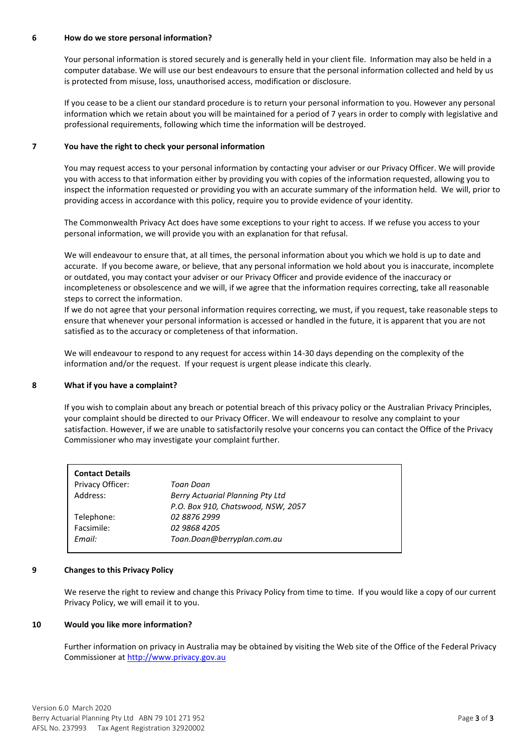## 6 How do we store personal information?

Your personal information is stored securely and is generally held in your client file. Information may also be held in a computer database. We will use our best endeavours to ensure that the personal information collected and held by us is protected from misuse, loss, unauthorised access, modification or disclosure.

If you cease to be a client our standard procedure is to return your personal information to you. However any personal information which we retain about you will be maintained for a period of 7 years in order to comply with legislative and professional requirements, following which time the information will be destroyed.

## 7 You have the right to check your personal information

You may request access to your personal information by contacting your adviser or our Privacy Officer. We will provide you with access to that information either by providing you with copies of the information requested, allowing you to inspect the information requested or providing you with an accurate summary of the information held. We will, prior to providing access in accordance with this policy, require you to provide evidence of your identity.

The Commonwealth Privacy Act does have some exceptions to your right to access. If we refuse you access to your personal information, we will provide you with an explanation for that refusal.

We will endeavour to ensure that, at all times, the personal information about you which we hold is up to date and accurate. If you become aware, or believe, that any personal information we hold about you is inaccurate, incomplete or outdated, you may contact your adviser or our Privacy Officer and provide evidence of the inaccuracy or incompleteness or obsolescence and we will, if we agree that the information requires correcting, take all reasonable steps to correct the information.
If we do not agree that your personal information requires correcting, we must, if you request, take reasonable steps to ensure that whenever your personal information is accessed or handled in the future, it is apparent that you are not satisfied as to the accuracy or completeness of that information.

We will endeavour to respond to any request for access within 14-30 days depending on the complexity of the information and/or the request. If your request is urgent please indicate this clearly.

## 8 What if you have a complaint?

If you wish to complain about any breach or potential breach of this privacy policy or the Australian Privacy Principles, your complaint should be directed to our Privacy Officer. We will endeavour to resolve any complaint to your satisfaction. However, if we are unable to satisfactorily resolve your concerns you can contact the Office of the Privacy Commissioner who may investigate your complaint further.

| **Contact Details** | |
|---|---|
| Privacy Officer: | *Toan Doan* |
| Address: | *Berry Actuarial Planning Pty Ltd* |
| | *P.O. Box 910, Chatswood, NSW, 2057* |
| Telephone: | *02 8876 2999* |
| Facsimile: | *02 9868 4205* |
| *Email:* | *Toan.Doan@berryplan.com.au* |

## 9 Changes to this Privacy Policy

We reserve the right to review and change this Privacy Policy from time to time. If you would like a copy of our current Privacy Policy, we will email it to you.

## 10 Would you like more information?

Further information on privacy in Australia may be obtained by visiting the Web site of the Office of the Federal Privacy Commissioner at http://www.privacy.gov.au

Version 6.0 March 2020
Berry Actuarial Planning Pty Ltd ABN 79 101 271 952
AFSL No. 237993 Tax Agent Registration 32920002